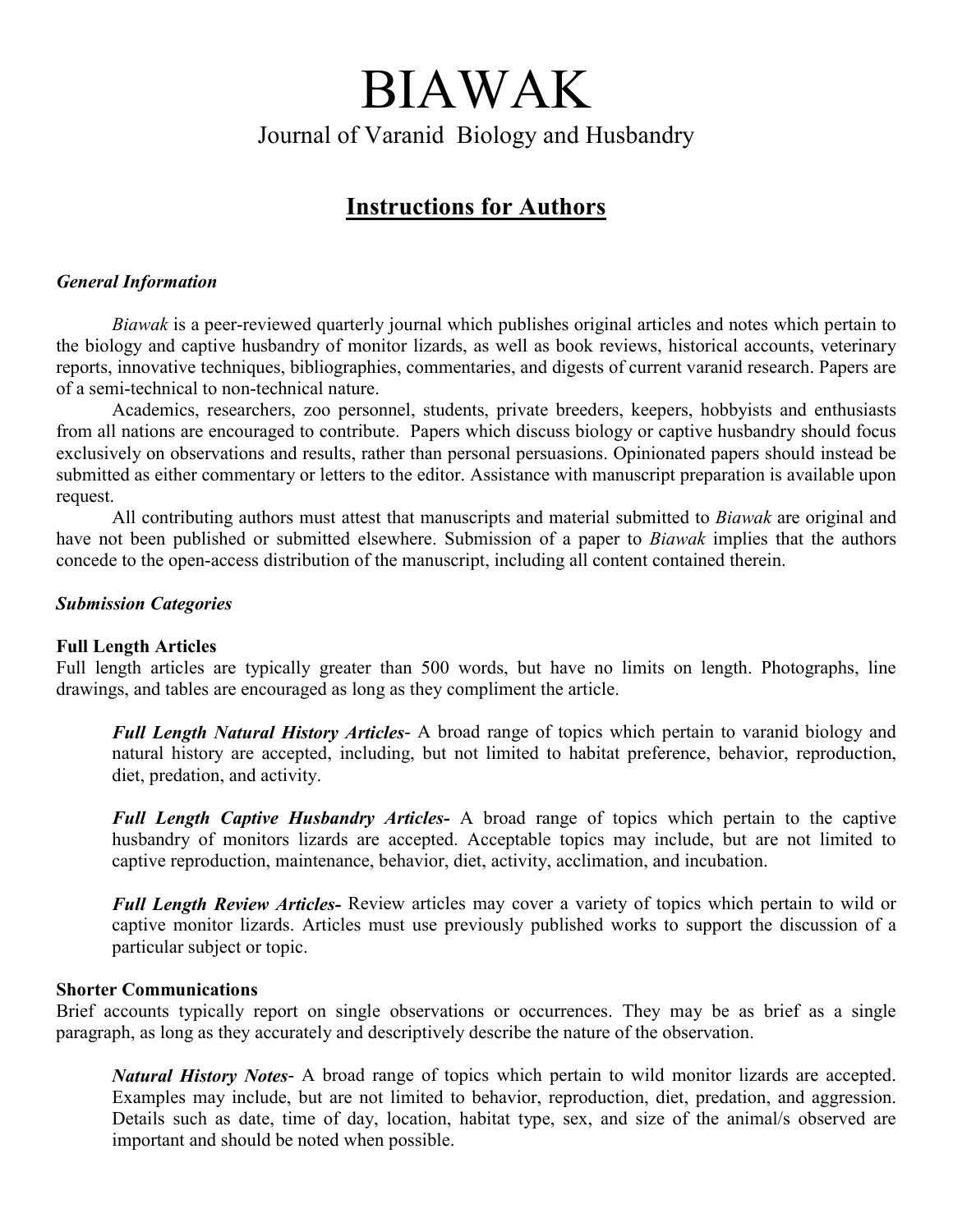# BIAWAK

Journal of Varanid Biology and Husbandry

## Instructions for Authors

### *General Information*

*Biawak* is a peer-reviewed quarterly journal which publishes original articles and notes which pertain to the biology and captive husbandry of monitor lizards, as well as book reviews, historical accounts, veterinary reports, innovative techniques, bibliographies, commentaries, and digests of current varanid research. Papers are of a semi-technical to non-technical nature.

Academics, researchers, zoo personnel, students, private breeders, keepers, hobbyists and enthusiasts from all nations are encouraged to contribute. Papers which discuss biology or captive husbandry should focus exclusively on observations and results, rather than personal persuasions. Opinionated papers should instead be submitted as either commentary or letters to the editor. Assistance with manuscript preparation is available upon request.

All contributing authors must attest that manuscripts and material submitted to *Biawak* are original and have not been published or submitted elsewhere. Submission of a paper to *Biawak* implies that the authors concede to the open-access distribution of the manuscript, including all content contained therein.

### *Submission Categories*

**Full Length Articles**

Full length articles are typically greater than 500 words, but have no limits on length. Photographs, line drawings, and tables are encouraged as long as they compliment the article.

***Full Length Natural History Articles***- A broad range of topics which pertain to varanid biology and natural history are accepted, including, but not limited to habitat preference, behavior, reproduction, diet, predation, and activity.

***Full Length Captive Husbandry Articles-*** A broad range of topics which pertain to the captive husbandry of monitors lizards are accepted. Acceptable topics may include, but are not limited to captive reproduction, maintenance, behavior, diet, activity, acclimation, and incubation.

***Full Length Review Articles-*** Review articles may cover a variety of topics which pertain to wild or captive monitor lizards. Articles must use previously published works to support the discussion of a particular subject or topic.

**Shorter Communications**

Brief accounts typically report on single observations or occurrences. They may be as brief as a single paragraph, as long as they accurately and descriptively describe the nature of the observation.

***Natural History Notes***- A broad range of topics which pertain to wild monitor lizards are accepted. Examples may include, but are not limited to behavior, reproduction, diet, predation, and aggression. Details such as date, time of day, location, habitat type, sex, and size of the animal/s observed are important and should be noted when possible.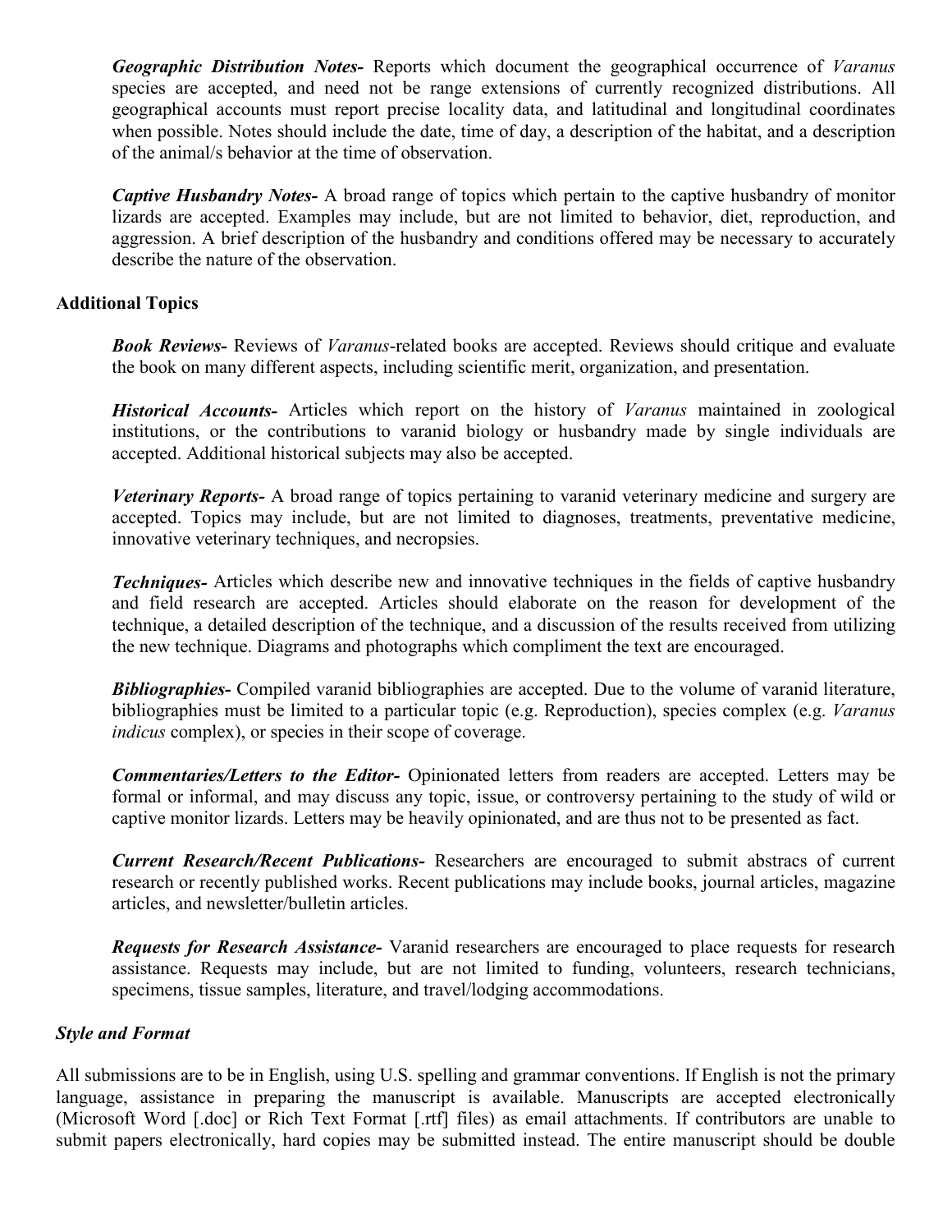***Geographic Distribution Notes-*** Reports which document the geographical occurrence of *Varanus* species are accepted, and need not be range extensions of currently recognized distributions. All geographical accounts must report precise locality data, and latitudinal and longitudinal coordinates when possible. Notes should include the date, time of day, a description of the habitat, and a description of the animal/s behavior at the time of observation.

***Captive Husbandry Notes-*** A broad range of topics which pertain to the captive husbandry of monitor lizards are accepted. Examples may include, but are not limited to behavior, diet, reproduction, and aggression. A brief description of the husbandry and conditions offered may be necessary to accurately describe the nature of the observation.

**Additional Topics**

***Book Reviews-*** Reviews of *Varanus*-related books are accepted. Reviews should critique and evaluate the book on many different aspects, including scientific merit, organization, and presentation.

***Historical Accounts-*** Articles which report on the history of *Varanus* maintained in zoological institutions, or the contributions to varanid biology or husbandry made by single individuals are accepted. Additional historical subjects may also be accepted.

***Veterinary Reports-*** A broad range of topics pertaining to varanid veterinary medicine and surgery are accepted. Topics may include, but are not limited to diagnoses, treatments, preventative medicine, innovative veterinary techniques, and necropsies.

***Techniques-*** Articles which describe new and innovative techniques in the fields of captive husbandry and field research are accepted. Articles should elaborate on the reason for development of the technique, a detailed description of the technique, and a discussion of the results received from utilizing the new technique. Diagrams and photographs which compliment the text are encouraged.

***Bibliographies-*** Compiled varanid bibliographies are accepted. Due to the volume of varanid literature, bibliographies must be limited to a particular topic (e.g. Reproduction), species complex (e.g. *Varanus indicus* complex), or species in their scope of coverage.

***Commentaries/Letters to the Editor-*** Opinionated letters from readers are accepted. Letters may be formal or informal, and may discuss any topic, issue, or controversy pertaining to the study of wild or captive monitor lizards. Letters may be heavily opinionated, and are thus not to be presented as fact.

***Current Research/Recent Publications-*** Researchers are encouraged to submit abstracs of current research or recently published works. Recent publications may include books, journal articles, magazine articles, and newsletter/bulletin articles.

***Requests for Research Assistance-*** Varanid researchers are encouraged to place requests for research assistance. Requests may include, but are not limited to funding, volunteers, research technicians, specimens, tissue samples, literature, and travel/lodging accommodations.

***Style and Format***

All submissions are to be in English, using U.S. spelling and grammar conventions. If English is not the primary language, assistance in preparing the manuscript is available. Manuscripts are accepted electronically (Microsoft Word [.doc] or Rich Text Format [.rtf] files) as email attachments. If contributors are unable to submit papers electronically, hard copies may be submitted instead. The entire manuscript should be double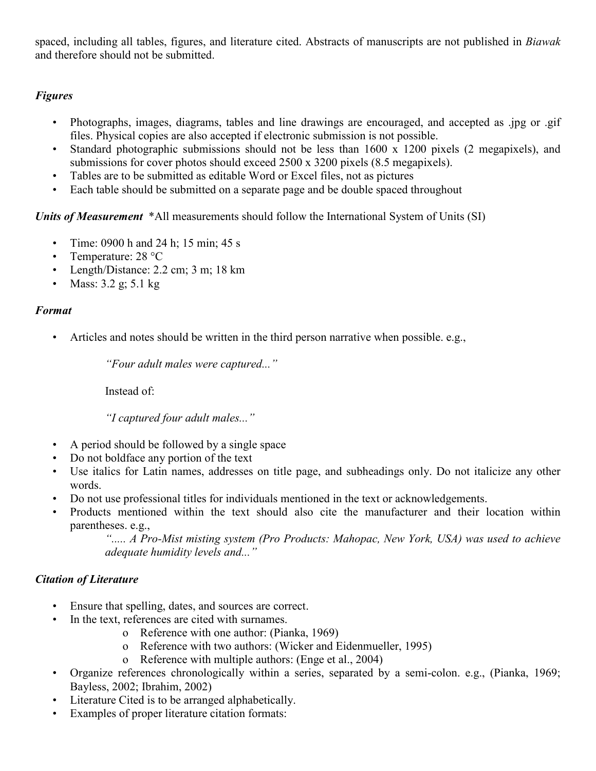spaced, including all tables, figures, and literature cited. Abstracts of manuscripts are not published in *Biawak* and therefore should not be submitted.

### *Figures*

- Photographs, images, diagrams, tables and line drawings are encouraged, and accepted as .jpg or .gif files. Physical copies are also accepted if electronic submission is not possible.
- Standard photographic submissions should not be less than 1600 x 1200 pixels (2 megapixels), and submissions for cover photos should exceed 2500 x 3200 pixels (8.5 megapixels).
- Tables are to be submitted as editable Word or Excel files, not as pictures
- Each table should be submitted on a separate page and be double spaced throughout

***Units of Measurement*** *All measurements should follow the International System of Units (SI)

- Time: 0900 h and 24 h; 15 min; 45 s
- Temperature: 28 °C
- Length/Distance: 2.2 cm; 3 m; 18 km
- Mass: 3.2 g; 5.1 kg

### *Format*

- Articles and notes should be written in the third person narrative when possible. e.g.,

  *"Four adult males were captured..."*

  Instead of:

  *"I captured four adult males..."*

- A period should be followed by a single space
- Do not boldface any portion of the text
- Use italics for Latin names, addresses on title page, and subheadings only. Do not italicize any other words.
- Do not use professional titles for individuals mentioned in the text or acknowledgements.
- Products mentioned within the text should also cite the manufacturer and their location within parentheses. e.g.,

  *"..... A Pro-Mist misting system (Pro Products: Mahopac, New York, USA) was used to achieve adequate humidity levels and..."*

### *Citation of Literature*

- Ensure that spelling, dates, and sources are correct.
- In the text, references are cited with surnames.
  - Reference with one author: (Pianka, 1969)
  - Reference with two authors: (Wicker and Eidenmueller, 1995)
  - Reference with multiple authors: (Enge et al., 2004)
- Organize references chronologically within a series, separated by a semi-colon. e.g., (Pianka, 1969; Bayless, 2002; Ibrahim, 2002)
- Literature Cited is to be arranged alphabetically.
- Examples of proper literature citation formats: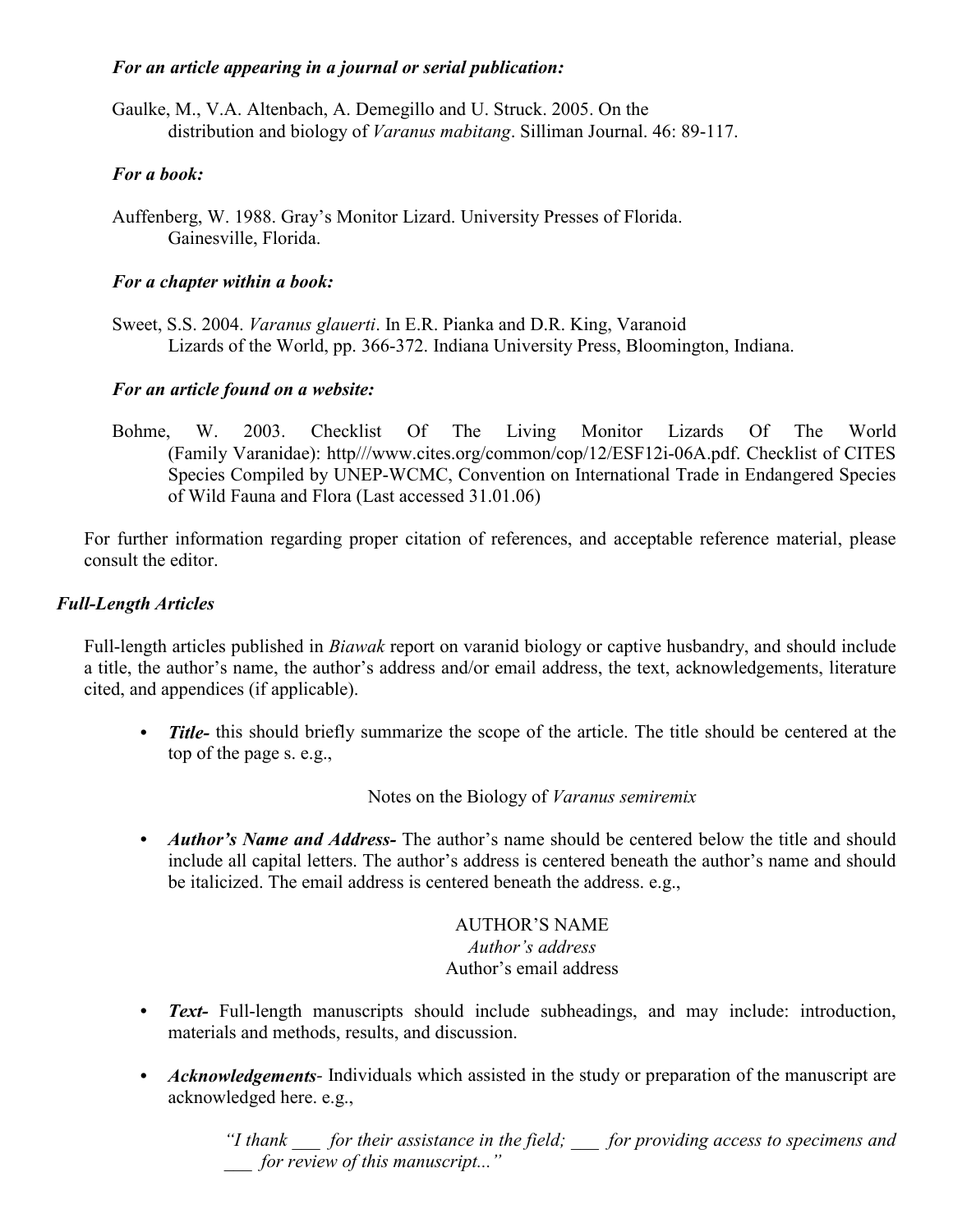*For an article appearing in a journal or serial publication:*

Gaulke, M., V.A. Altenbach, A. Demegillo and U. Struck. 2005. On the distribution and biology of *Varanus mabitang*. Silliman Journal. 46: 89-117.

*For a book:*

Auffenberg, W. 1988. Gray's Monitor Lizard. University Presses of Florida. Gainesville, Florida.

*For a chapter within a book:*

Sweet, S.S. 2004. *Varanus glauerti*. In E.R. Pianka and D.R. King, Varanoid Lizards of the World, pp. 366-372. Indiana University Press, Bloomington, Indiana.

*For an article found on a website:*

Bohme, W. 2003. Checklist Of The Living Monitor Lizards Of The World (Family Varanidae): http///www.cites.org/common/cop/12/ESF12i-06A.pdf. Checklist of CITES Species Compiled by UNEP-WCMC, Convention on International Trade in Endangered Species of Wild Fauna and Flora (Last accessed 31.01.06)

For further information regarding proper citation of references, and acceptable reference material, please consult the editor.

### *Full-Length Articles*

Full-length articles published in *Biawak* report on varanid biology or captive husbandry, and should include a title, the author's name, the author's address and/or email address, the text, acknowledgements, literature cited, and appendices (if applicable).

- ***Title-*** this should briefly summarize the scope of the article. The title should be centered at the top of the page s. e.g.,

  Notes on the Biology of *Varanus semiremix*

- ***Author's Name and Address-*** The author's name should be centered below the title and should include all capital letters. The author's address is centered beneath the author's name and should be italicized. The email address is centered beneath the address. e.g.,

  AUTHOR'S NAME
  *Author's address*
  Author's email address

- ***Text-*** Full-length manuscripts should include subheadings, and may include: introduction, materials and methods, results, and discussion.

- ***Acknowledgements***- Individuals which assisted in the study or preparation of the manuscript are acknowledged here. e.g.,

  *"I thank \_\_\_ for their assistance in the field; \_\_\_ for providing access to specimens and \_\_\_ for review of this manuscript..."*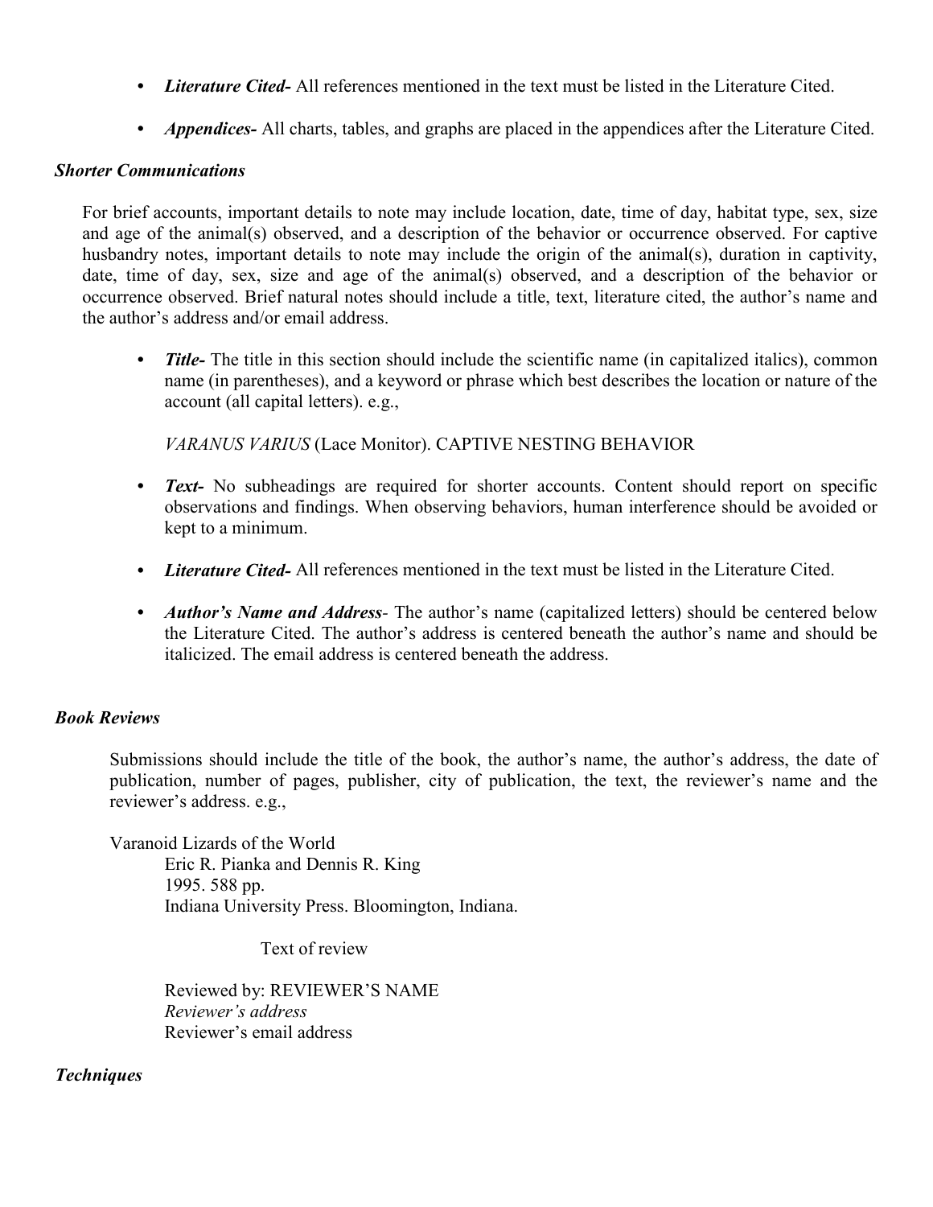- ***Literature Cited-*** All references mentioned in the text must be listed in the Literature Cited.

- ***Appendices-*** All charts, tables, and graphs are placed in the appendices after the Literature Cited.

### *Shorter Communications*

For brief accounts, important details to note may include location, date, time of day, habitat type, sex, size and age of the animal(s) observed, and a description of the behavior or occurrence observed. For captive husbandry notes, important details to note may include the origin of the animal(s), duration in captivity, date, time of day, sex, size and age of the animal(s) observed, and a description of the behavior or occurrence observed. Brief natural notes should include a title, text, literature cited, the author's name and the author's address and/or email address.

- ***Title-*** The title in this section should include the scientific name (in capitalized italics), common name (in parentheses), and a keyword or phrase which best describes the location or nature of the account (all capital letters). e.g.,

  *VARANUS VARIUS* (Lace Monitor). CAPTIVE NESTING BEHAVIOR

- ***Text-*** No subheadings are required for shorter accounts. Content should report on specific observations and findings. When observing behaviors, human interference should be avoided or kept to a minimum.

- ***Literature Cited-*** All references mentioned in the text must be listed in the Literature Cited.

- ***Author's Name and Address*** - The author's name (capitalized letters) should be centered below the Literature Cited. The author's address is centered beneath the author's name and should be italicized. The email address is centered beneath the address.

### *Book Reviews*

Submissions should include the title of the book, the author's name, the author's address, the date of publication, number of pages, publisher, city of publication, the text, the reviewer's name and the reviewer's address. e.g.,

Varanoid Lizards of the World
Eric R. Pianka and Dennis R. King
1995. 588 pp.
Indiana University Press. Bloomington, Indiana.

Text of review

Reviewed by: REVIEWER'S NAME
*Reviewer's address*
Reviewer's email address

### *Techniques*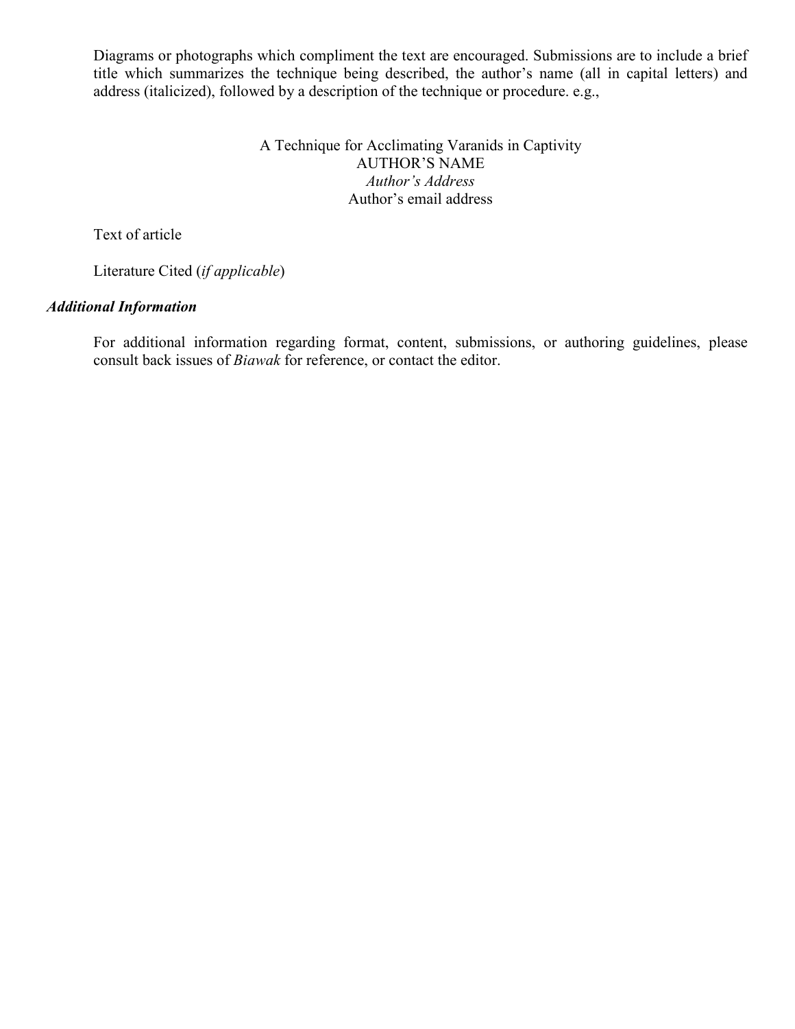Diagrams or photographs which compliment the text are encouraged. Submissions are to include a brief title which summarizes the technique being described, the author's name (all in capital letters) and address (italicized), followed by a description of the technique or procedure. e.g.,

A Technique for Acclimating Varanids in Captivity
AUTHOR'S NAME
*Author's Address*
Author's email address

Text of article

Literature Cited (*if applicable*)

***Additional Information***

For additional information regarding format, content, submissions, or authoring guidelines, please consult back issues of *Biawak* for reference, or contact the editor.